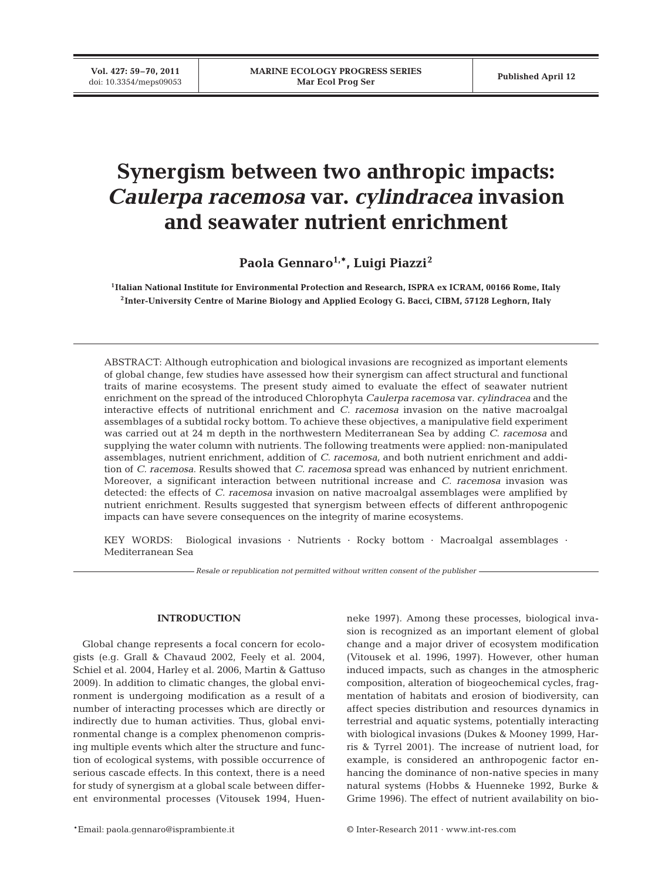# Synergism between two anthropic impacts: *Caulerpa racemosa* var. *cylindracea* invasion and seawater nutrient enrichment

**Paola Gennaro[1,*], Luigi Piazzi[2]**

[1]Italian National Institute for Environmental Protection and Research, ISPRA ex ICRAM, 00166 Rome, Italy
[2]Inter-University Centre of Marine Biology and Applied Ecology G. Bacci, CIBM, 57128 Leghorn, Italy

ABSTRACT: Although eutrophication and biological invasions are recognized as important elements of global change, few studies have assessed how their synergism can affect structural and functional traits of marine ecosystems. The present study aimed to evaluate the effect of seawater nutrient enrichment on the spread of the introduced Chlorophyta *Caulerpa racemosa* var. *cylindracea* and the interactive effects of nutritional enrichment and *C. racemosa* invasion on the native macroalgal assemblages of a subtidal rocky bottom. To achieve these objectives, a manipulative field experiment was carried out at 24 m depth in the northwestern Mediterranean Sea by adding *C. racemosa* and supplying the water column with nutrients. The following treatments were applied: non-manipulated assemblages, nutrient enrichment, addition of *C. racemosa*, and both nutrient enrichment and addition of *C. racemosa*. Results showed that *C. racemosa* spread was enhanced by nutrient enrichment. Moreover, a significant interaction between nutritional increase and *C. racemosa* invasion was detected: the effects of *C. racemosa* invasion on native macroalgal assemblages were amplified by nutrient enrichment. Results suggested that synergism between effects of different anthropogenic impacts can have severe consequences on the integrity of marine ecosystems.

KEY WORDS: Biological invasions · Nutrients · Rocky bottom · Macroalgal assemblages · Mediterranean Sea

*Resale or republication not permitted without written consent of the publisher*

## INTRODUCTION

Global change represents a focal concern for ecologists (e.g. Grall & Chavaud 2002, Feely et al. 2004, Schiel et al. 2004, Harley et al. 2006, Martin & Gattuso 2009). In addition to climatic changes, the global environment is undergoing modification as a result of a number of interacting processes which are directly or indirectly due to human activities. Thus, global environmental change is a complex phenomenon comprising multiple events which alter the structure and function of ecological systems, with possible occurrence of serious cascade effects. In this context, there is a need for study of synergism at a global scale between different environmental processes (Vitousek 1994, Huenneke 1997). Among these processes, biological invasion is recognized as an important element of global change and a major driver of ecosystem modification (Vitousek et al. 1996, 1997). However, other human induced impacts, such as changes in the atmospheric composition, alteration of biogeochemical cycles, fragmentation of habitats and erosion of biodiversity, can affect species distribution and resources dynamics in terrestrial and aquatic systems, potentially interacting with biological invasions (Dukes & Mooney 1999, Harris & Tyrrel 2001). The increase of nutrient load, for example, is considered an anthropogenic factor enhancing the dominance of non-native species in many natural systems (Hobbs & Huenneke 1992, Burke & Grime 1996). The effect of nutrient availability on bio-

*Email: paola.gennaro@isprambiente.it

© Inter-Research 2011 · www.int-res.com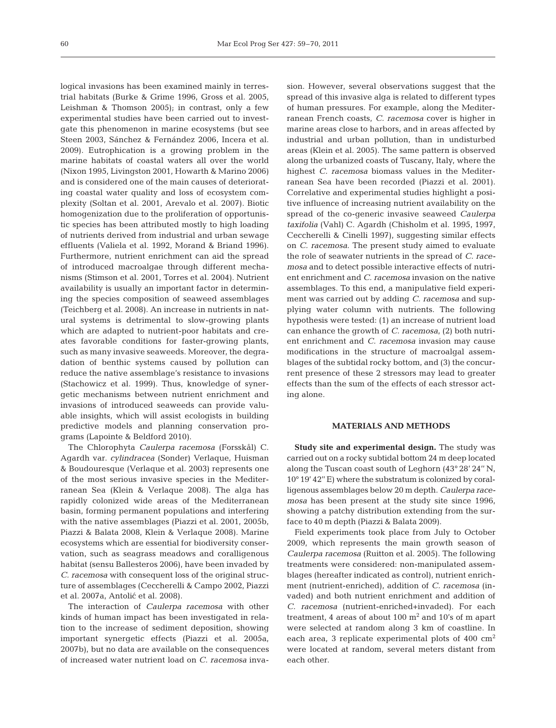logical invasions has been examined mainly in terrestrial habitats (Burke & Grime 1996, Gross et al. 2005, Leishman & Thomson 2005); in contrast, only a few experimental studies have been carried out to investigate this phenomenon in marine ecosystems (but see Steen 2003, Sánchez & Fernández 2006, Incera et al. 2009). Eutrophication is a growing problem in the marine habitats of coastal waters all over the world (Nixon 1995, Livingston 2001, Howarth & Marino 2006) and is considered one of the main causes of deteriorating coastal water quality and loss of ecosystem complexity (Soltan et al. 2001, Arevalo et al. 2007). Biotic homogenization due to the proliferation of opportunistic species has been attributed mostly to high loading of nutrients derived from industrial and urban sewage effluents (Valiela et al. 1992, Morand & Briand 1996). Furthermore, nutrient enrichment can aid the spread of introduced macroalgae through different mechanisms (Stimson et al. 2001, Torres et al. 2004). Nutrient availability is usually an important factor in determining the species composition of seaweed assemblages (Teichberg et al. 2008). An increase in nutrients in natural systems is detrimental to slow-growing plants which are adapted to nutrient-poor habitats and creates favorable conditions for faster-growing plants, such as many invasive seaweeds. Moreover, the degradation of benthic systems caused by pollution can reduce the native assemblage's resistance to invasions (Stachowicz et al. 1999). Thus, knowledge of synergetic mechanisms between nutrient enrichment and invasions of introduced seaweeds can provide valuable insights, which will assist ecologists in building predictive models and planning conservation programs (Lapointe & Beldford 2010).

The Chlorophyta *Caulerpa racemosa* (Forsskål) C. Agardh var. *cylindracea* (Sonder) Verlaque, Huisman & Boudouresque (Verlaque et al. 2003) represents one of the most serious invasive species in the Mediterranean Sea (Klein & Verlaque 2008). The alga has rapidly colonized wide areas of the Mediterranean basin, forming permanent populations and interfering with the native assemblages (Piazzi et al. 2001, 2005b, Piazzi & Balata 2008, Klein & Verlaque 2008). Marine ecosystems which are essential for biodiversity conservation, such as seagrass meadows and coralligenous habitat (sensu Ballesteros 2006), have been invaded by *C. racemosa* with consequent loss of the original structure of assemblages (Ceccherelli & Campo 2002, Piazzi et al. 2007a, Antolić et al. 2008).

The interaction of *Caulerpa racemosa* with other kinds of human impact has been investigated in relation to the increase of sediment deposition, showing important synergetic effects (Piazzi et al. 2005a, 2007b), but no data are available on the consequences of increased water nutrient load on *C. racemosa* invasion. However, several observations suggest that the spread of this invasive alga is related to different types of human pressures. For example, along the Mediterranean French coasts, *C. racemosa* cover is higher in marine areas close to harbors, and in areas affected by industrial and urban pollution, than in undisturbed areas (Klein et al. 2005). The same pattern is observed along the urbanized coasts of Tuscany, Italy, where the highest *C. racemosa* biomass values in the Mediterranean Sea have been recorded (Piazzi et al. 2001). Correlative and experimental studies highlight a positive influence of increasing nutrient availability on the spread of the co-generic invasive seaweed *Caulerpa taxifolia* (Vahl) C. Agardh (Chisholm et al. 1995, 1997, Ceccherelli & Cinelli 1997), suggesting similar effects on *C. racemosa*. The present study aimed to evaluate the role of seawater nutrients in the spread of *C. racemosa* and to detect possible interactive effects of nutrient enrichment and *C. racemosa* invasion on the native assemblages. To this end, a manipulative field experiment was carried out by adding *C. racemosa* and supplying water column with nutrients. The following hypothesis were tested: (1) an increase of nutrient load can enhance the growth of *C. racemosa*, (2) both nutrient enrichment and *C. racemosa* invasion may cause modifications in the structure of macroalgal assemblages of the subtidal rocky bottom, and (3) the concurrent presence of these 2 stressors may lead to greater effects than the sum of the effects of each stressor acting alone.

## MATERIALS AND METHODS

**Study site and experimental design.** The study was carried out on a rocky subtidal bottom 24 m deep located along the Tuscan coast south of Leghorn (43° 28′ 24″ N, 10° 19′ 42″ E) where the substratum is colonized by coralligenous assemblages below 20 m depth. *Caulerpa racemosa* has been present at the study site since 1996, showing a patchy distribution extending from the surface to 40 m depth (Piazzi & Balata 2009).

Field experiments took place from July to October 2009, which represents the main growth season of *Caulerpa racemosa* (Ruitton et al. 2005). The following treatments were considered: non-manipulated assemblages (hereafter indicated as control), nutrient enrichment (nutrient-enriched), addition of *C. racemosa* (invaded) and both nutrient enrichment and addition of *C. racemosa* (nutrient-enriched+invaded). For each treatment, 4 areas of about 100 $m^2$ and 10's of m apart were selected at random along 3 km of coastline. In each area, 3 replicate experimental plots of 400 $cm^2$ were located at random, several meters distant from each other.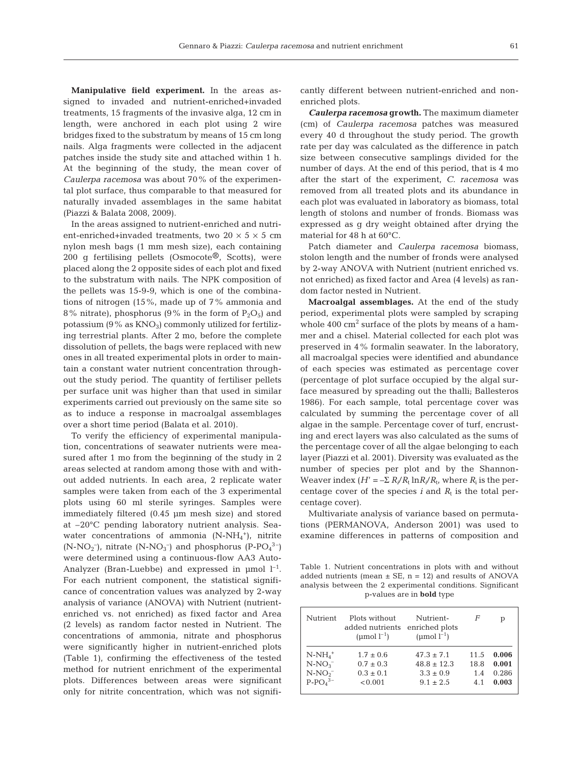**Manipulative field experiment.** In the areas assigned to invaded and nutrient-enriched+invaded treatments, 15 fragments of the invasive alga, 12 cm in length, were anchored in each plot using 2 wire bridges fixed to the substratum by means of 15 cm long nails. Alga fragments were collected in the adjacent patches inside the study site and attached within 1 h. At the beginning of the study, the mean cover of *Caulerpa racemosa* was about 70% of the experimental plot surface, thus comparable to that measured for naturally invaded assemblages in the same habitat (Piazzi & Balata 2008, 2009).

In the areas assigned to nutrient-enriched and nutrient-enriched+invaded treatments, two 20 × 5 × 5 cm nylon mesh bags (1 mm mesh size), each containing 200 g fertilising pellets (Osmocote®, Scotts), were placed along the 2 opposite sides of each plot and fixed to the substratum with nails. The NPK composition of the pellets was 15-9-9, which is one of the combinations of nitrogen (15%, made up of 7% ammonia and 8% nitrate), phosphorus (9% in the form of $P_2O_5$) and potassium (9% as $KNO_3$) commonly utilized for fertilizing terrestrial plants. After 2 mo, before the complete dissolution of pellets, the bags were replaced with new ones in all treated experimental plots in order to maintain a constant water nutrient concentration throughout the study period. The quantity of fertiliser pellets per surface unit was higher than that used in similar experiments carried out previously on the same site so as to induce a response in macroalgal assemblages over a short time period (Balata et al. 2010).

To verify the efficiency of experimental manipulation, concentrations of seawater nutrients were measured after 1 mo from the beginning of the study in 2 areas selected at random among those with and without added nutrients. In each area, 2 replicate water samples were taken from each of the 3 experimental plots using 60 ml sterile syringes. Samples were immediately filtered (0.45 µm mesh size) and stored at –20°C pending laboratory nutrient analysis. Seawater concentrations of ammonia ($N\text{-}NH_4^+$), nitrite ($N\text{-}NO_2^-$), nitrate ($N\text{-}NO_3^-$) and phosphorus ($P\text{-}PO_4^{3-}$) were determined using a continuous-flow AA3 AutoAnalyzer (Bran-Luebbe) and expressed in µmol $l^{-1}$. For each nutrient component, the statistical significance of concentration values was analyzed by 2-way analysis of variance (ANOVA) with Nutrient (nutrient-enriched vs. not enriched) as fixed factor and Area (2 levels) as random factor nested in Nutrient. The concentrations of ammonia, nitrate and phosphorus were significantly higher in nutrient-enriched plots (Table 1), confirming the effectiveness of the tested method for nutrient enrichment of the experimental plots. Differences between areas were significant only for nitrite concentration, which was not significantly different between nutrient-enriched and non-enriched plots.

***Caulerpa racemosa* growth.** The maximum diameter (cm) of *Caulerpa racemosa* patches was measured every 40 d throughout the study period. The growth rate per day was calculated as the difference in patch size between consecutive samplings divided for the number of days. At the end of this period, that is 4 mo after the start of the experiment, *C. racemosa* was removed from all treated plots and its abundance in each plot was evaluated in laboratory as biomass, total length of stolons and number of fronds. Biomass was expressed as g dry weight obtained after drying the material for 48 h at 60°C.

Patch diameter and *Caulerpa racemosa* biomass, stolon length and the number of fronds were analysed by 2-way ANOVA with Nutrient (nutrient enriched vs. not enriched) as fixed factor and Area (4 levels) as random factor nested in Nutrient.

**Macroalgal assemblages.** At the end of the study period, experimental plots were sampled by scraping whole 400 cm$^2$ surface of the plots by means of a hammer and a chisel. Material collected for each plot was preserved in 4% formalin seawater. In the laboratory, all macroalgal species were identified and abundance of each species was estimated as percentage cover (percentage of plot surface occupied by the algal surface measured by spreading out the thalli; Ballesteros 1986). For each sample, total percentage cover was calculated by summing the percentage cover of all algae in the sample. Percentage cover of turf, encrusting and erect layers was also calculated as the sums of the percentage cover of all the algae belonging to each layer (Piazzi et al. 2001). Diversity was evaluated as the number of species per plot and by the Shannon-Weaver index ($H' = -\Sigma\, R_i/R_t \ln R_i/R_t$, where $R_i$ is the percentage cover of the species $i$ and $R_t$ is the total percentage cover).

Multivariate analysis of variance based on permutations (PERMANOVA, Anderson 2001) was used to examine differences in patterns of composition and

Table 1. Nutrient concentrations in plots with and without added nutrients (mean ± SE, n = 12) and results of ANOVA analysis between the 2 experimental conditions. Significant p-values are in **bold** type

| Nutrient | Plots without added nutrients (µmol $l^{-1}$) | Nutrient-enriched plots (µmol $l^{-1}$) | $F$ | p |
|---|---|---|---|---|
| $N\text{-}NH_4^+$ | 1.7 ± 0.6 | 47.3 ± 7.1 | 11.5 | **0.006** |
| $N\text{-}NO_3^-$ | 0.7 ± 0.3 | 48.8 ± 12.3 | 18.8 | **0.001** |
| $N\text{-}NO_2^-$ | 0.3 ± 0.1 | 3.3 ± 0.9 | 1.4 | 0.286 |
| $P\text{-}PO_4^{3-}$ | <0.001 | 9.1 ± 2.5 | 4.1 | **0.003** |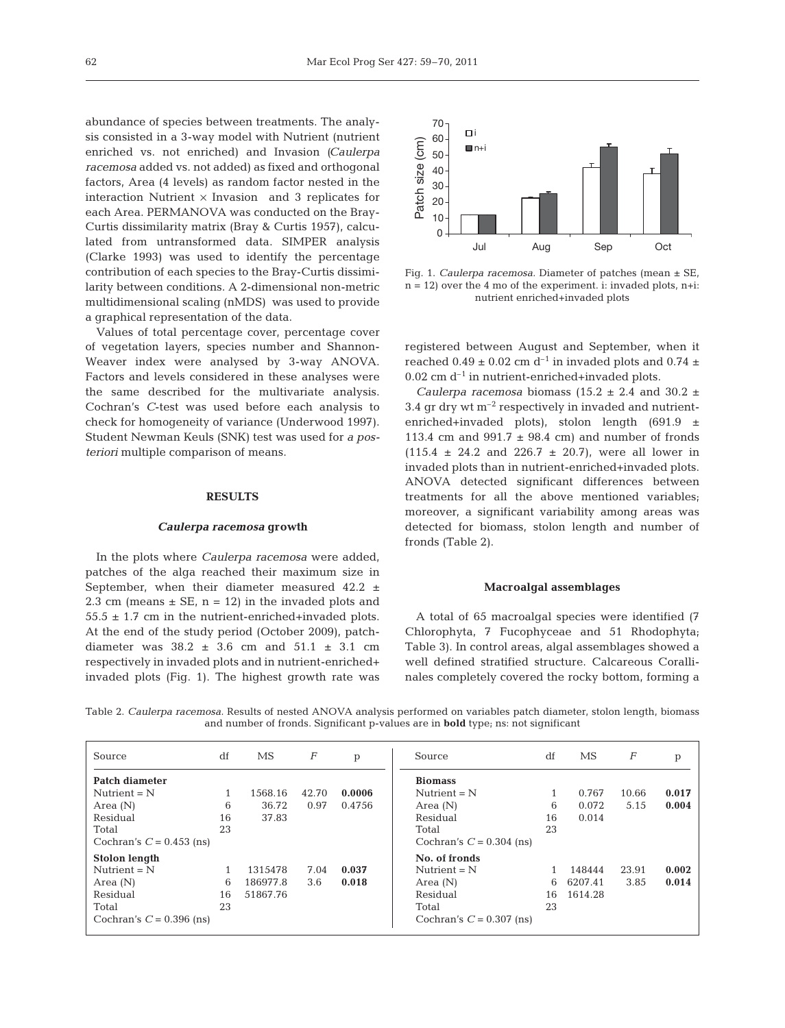abundance of species between treatments. The analysis consisted in a 3-way model with Nutrient (nutrient enriched vs. not enriched) and Invasion (*Caulerpa racemosa* added vs. not added) as fixed and orthogonal factors, Area (4 levels) as random factor nested in the interaction Nutrient × Invasion and 3 replicates for each Area. PERMANOVA was conducted on the Bray-Curtis dissimilarity matrix (Bray & Curtis 1957), calculated from untransformed data. SIMPER analysis (Clarke 1993) was used to identify the percentage contribution of each species to the Bray-Curtis dissimilarity between conditions. A 2-dimensional non-metric multidimensional scaling (nMDS) was used to provide a graphical representation of the data.

Values of total percentage cover, percentage cover of vegetation layers, species number and Shannon-Weaver index were analysed by 3-way ANOVA. Factors and levels considered in these analyses were the same described for the multivariate analysis. Cochran's *C*-test was used before each analysis to check for homogeneity of variance (Underwood 1997). Student Newman Keuls (SNK) test was used for *a posteriori* multiple comparison of means.

## RESULTS

### *Caulerpa racemosa* growth

In the plots where *Caulerpa racemosa* were added, patches of the alga reached their maximum size in September, when their diameter measured 42.2 ± 2.3 cm (means ± SE, n = 12) in the invaded plots and 55.5 ± 1.7 cm in the nutrient-enriched+invaded plots. At the end of the study period (October 2009), patch-diameter was 38.2 ± 3.6 cm and 51.1 ± 3.1 cm respectively in invaded plots and in nutrient-enriched+invaded plots (Fig. 1). The highest growth rate was registered between August and September, when it reached 0.49 ± 0.02 cm $d^{-1}$ in invaded plots and 0.74 ± 0.02 cm $d^{-1}$ in nutrient-enriched+invaded plots.

Fig. 1. *Caulerpa racemosa*. Diameter of patches (mean ± SE, n = 12) over the 4 mo of the experiment. i: invaded plots, n+i: nutrient enriched+invaded plots

*Caulerpa racemosa* biomass (15.2 ± 2.4 and 30.2 ± 3.4 gr dry wt $m^{-2}$ respectively in invaded and nutrient-enriched+invaded plots), stolon length (691.9 ± 113.4 cm and 991.7 ± 98.4 cm) and number of fronds (115.4 ± 24.2 and 226.7 ± 20.7), were all lower in invaded plots than in nutrient-enriched+invaded plots. ANOVA detected significant differences between treatments for all the above mentioned variables; moreover, a significant variability among areas was detected for biomass, stolon length and number of fronds (Table 2).

### Macroalgal assemblages

A total of 65 macroalgal species were identified (7 Chlorophyta, 7 Fucophyceae and 51 Rhodophyta; Table 3). In control areas, algal assemblages showed a well defined stratified structure. Calcareous Corallinales completely covered the rocky bottom, forming a

Table 2. *Caulerpa racemosa*. Results of nested ANOVA analysis performed on variables patch diameter, stolon length, biomass and number of fronds. Significant p-values are in **bold** type; ns: not significant

| Source | df | MS | $F$ | p | Source | df | MS | $F$ | p |
|---|---|---|---|---|---|---|---|---|---|
| **Patch diameter** | | | | | **Biomass** | | | | |
| Nutrient = N | 1 | 1568.16 | 42.70 | **0.0006** | Nutrient = N | 1 | 0.767 | 10.66 | **0.017** |
| Area (N) | 6 | 36.72 | 0.97 | 0.4756 | Area (N) | 6 | 0.072 | 5.15 | **0.004** |
| Residual | 16 | 37.83 | | | Residual | 16 | 0.014 | | |
| Total | 23 | | | | Total | 23 | | | |
| Cochran's $C$ = 0.453 (ns) | | | | | Cochran's $C$ = 0.304 (ns) | | | | |
| **Stolon length** | | | | | **No. of fronds** | | | | |
| Nutrient = N | 1 | 1315478 | 7.04 | **0.037** | Nutrient = N | 1 | 148444 | 23.91 | **0.002** |
| Area (N) | 6 | 186977.8 | 3.6 | **0.018** | Area (N) | 6 | 6207.41 | 3.85 | **0.014** |
| Residual | 16 | 51867.76 | | | Residual | 16 | 1614.28 | | |
| Total | 23 | | | | Total | 23 | | | |
| Cochran's $C$ = 0.396 (ns) | | | | | Cochran's $C$ = 0.307 (ns) | | | | |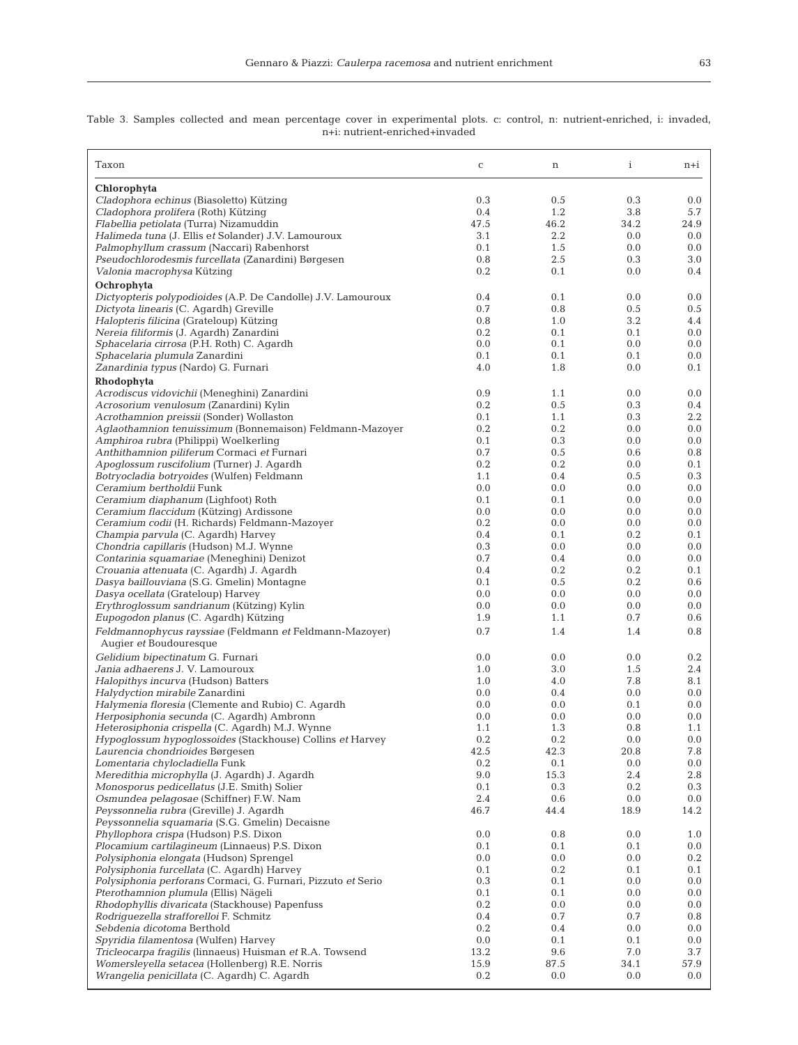Table 3. Samples collected and mean percentage cover in experimental plots. c: control, n: nutrient-enriched, i: invaded, n+i: nutrient-enriched+invaded

| Taxon | c | n | i | n+i |
|---|---|---|---|---|
| **Chlorophyta** | | | | |
| *Cladophora echinus* (Biasoletto) Kützing | 0.3 | 0.5 | 0.3 | 0.0 |
| *Cladophora prolifera* (Roth) Kützing | 0.4 | 1.2 | 3.8 | 5.7 |
| *Flabellia petiolata* (Turra) Nizamuddin | 47.5 | 46.2 | 34.2 | 24.9 |
| *Halimeda tuna* (J. Ellis *et* Solander) J.V. Lamouroux | 3.1 | 2.2 | 0.0 | 0.0 |
| *Palmophyllum crassum* (Naccari) Rabenhorst | 0.1 | 1.5 | 0.0 | 0.0 |
| *Pseudochlorodesmis furcellata* (Zanardini) Børgesen | 0.8 | 2.5 | 0.3 | 3.0 |
| *Valonia macrophysa* Kützing | 0.2 | 0.1 | 0.0 | 0.4 |
| **Ochrophyta** | | | | |
| *Dictyopteris polypodioides* (A.P. De Candolle) J.V. Lamouroux | 0.4 | 0.1 | 0.0 | 0.0 |
| *Dictyota linearis* (C. Agardh) Greville | 0.7 | 0.8 | 0.5 | 0.5 |
| *Halopteris filicina* (Grateloup) Kützing | 0.8 | 1.0 | 3.2 | 4.4 |
| *Nereia filiformis* (J. Agardh) Zanardini | 0.2 | 0.1 | 0.1 | 0.0 |
| *Sphacelaria cirrosa* (P.H. Roth) C. Agardh | 0.0 | 0.1 | 0.0 | 0.0 |
| *Sphacelaria plumula* Zanardini | 0.1 | 0.1 | 0.1 | 0.0 |
| *Zanardinia typus* (Nardo) G. Furnari | 4.0 | 1.8 | 0.0 | 0.1 |
| **Rhodophyta** | | | | |
| *Acrodiscus vidovichii* (Meneghini) Zanardini | 0.9 | 1.1 | 0.0 | 0.0 |
| *Acrosorium venulosum* (Zanardini) Kylin | 0.2 | 0.5 | 0.3 | 0.4 |
| *Acrothamnion preissii* (Sonder) Wollaston | 0.1 | 1.1 | 0.3 | 2.2 |
| *Aglaothamnion tenuissimum* (Bonnemaison) Feldmann-Mazoyer | 0.2 | 0.2 | 0.0 | 0.0 |
| *Amphiroa rubra* (Philippi) Woelkerling | 0.1 | 0.3 | 0.0 | 0.0 |
| *Anthithamnion piliferum* Cormaci *et* Furnari | 0.7 | 0.5 | 0.6 | 0.8 |
| *Apoglossum ruscifolium* (Turner) J. Agardh | 0.2 | 0.2 | 0.0 | 0.1 |
| *Botryocladia botryoides* (Wulfen) Feldmann | 1.1 | 0.4 | 0.5 | 0.3 |
| *Ceramium bertholdii* Funk | 0.0 | 0.0 | 0.0 | 0.0 |
| *Ceramium diaphanum* (Lighfoot) Roth | 0.1 | 0.1 | 0.0 | 0.0 |
| *Ceramium flaccidum* (Kützing) Ardissone | 0.0 | 0.0 | 0.0 | 0.0 |
| *Ceramium codii* (H. Richards) Feldmann-Mazoyer | 0.2 | 0.0 | 0.0 | 0.0 |
| *Champia parvula* (C. Agardh) Harvey | 0.4 | 0.1 | 0.2 | 0.1 |
| *Chondria capillaris* (Hudson) M.J. Wynne | 0.3 | 0.0 | 0.0 | 0.0 |
| *Contarinia squamariae* (Meneghini) Denizot | 0.7 | 0.4 | 0.0 | 0.0 |
| *Crouania attenuata* (C. Agardh) J. Agardh | 0.4 | 0.2 | 0.2 | 0.1 |
| *Dasya baillouviana* (S.G. Gmelin) Montagne | 0.1 | 0.5 | 0.2 | 0.6 |
| *Dasya ocellata* (Grateloup) Harvey | 0.0 | 0.0 | 0.0 | 0.0 |
| *Erythroglossum sandrianum* (Kützing) Kylin | 0.0 | 0.0 | 0.0 | 0.0 |
| *Eupogodon planus* (C. Agardh) Kützing | 1.9 | 1.1 | 0.7 | 0.6 |
| *Feldmannophycus rayssiae* (Feldmann *et* Feldmann-Mazoyer) Augier *et* Boudouresque | 0.7 | 1.4 | 1.4 | 0.8 |
| *Gelidium bipectinatum* G. Furnari | 0.0 | 0.0 | 0.0 | 0.2 |
| *Jania adhaerens* J. V. Lamouroux | 1.0 | 3.0 | 1.5 | 2.4 |
| *Halopithys incurva* (Hudson) Batters | 1.0 | 4.0 | 7.8 | 8.1 |
| *Halydyction mirabile* Zanardini | 0.0 | 0.4 | 0.0 | 0.0 |
| *Halymenia floresia* (Clemente and Rubio) C. Agardh | 0.0 | 0.0 | 0.1 | 0.0 |
| *Herposiphonia secunda* (C. Agardh) Ambronn | 0.0 | 0.0 | 0.0 | 0.0 |
| *Heterosiphonia crispella* (C. Agardh) M.J. Wynne | 1.1 | 1.3 | 0.8 | 1.1 |
| *Hypoglossum hypoglossoides* (Stackhouse) Collins *et* Harvey | 0.2 | 0.2 | 0.0 | 0.0 |
| *Laurencia chondrioides* Børgesen | 42.5 | 42.3 | 20.8 | 7.8 |
| *Lomentaria chylocladiella* Funk | 0.2 | 0.1 | 0.0 | 0.0 |
| *Meredithia microphylla* (J. Agardh) J. Agardh | 9.0 | 15.3 | 2.4 | 2.8 |
| *Monosporus pedicellatus* (J.E. Smith) Solier | 0.1 | 0.3 | 0.2 | 0.3 |
| *Osmundea pelagosae* (Schiffner) F.W. Nam | 2.4 | 0.6 | 0.0 | 0.0 |
| *Peyssonnelia rubra* (Greville) J. Agardh | 46.7 | 44.4 | 18.9 | 14.2 |
| *Peyssonnelia squamaria* (S.G. Gmelin) Decaisne | | | | |
| *Phyllophora crispa* (Hudson) P.S. Dixon | 0.0 | 0.8 | 0.0 | 1.0 |
| *Plocamium cartilagineum* (Linnaeus) P.S. Dixon | 0.1 | 0.1 | 0.1 | 0.0 |
| *Polysiphonia elongata* (Hudson) Sprengel | 0.0 | 0.0 | 0.0 | 0.2 |
| *Polysiphonia furcellata* (C. Agardh) Harvey | 0.1 | 0.2 | 0.1 | 0.1 |
| *Polysiphonia perforans* Cormaci, G. Furnari, Pizzuto *et* Serio | 0.3 | 0.1 | 0.0 | 0.0 |
| *Pterothamnion plumula* (Ellis) Nägeli | 0.1 | 0.1 | 0.0 | 0.0 |
| *Rhodophyllis divaricata* (Stackhouse) Papenfuss | 0.2 | 0.0 | 0.0 | 0.0 |
| *Rodriguezella strafforelloi* F. Schmitz | 0.4 | 0.7 | 0.7 | 0.8 |
| *Sebdenia dicotoma* Berthold | 0.2 | 0.4 | 0.0 | 0.0 |
| *Spyridia filamentosa* (Wulfen) Harvey | 0.0 | 0.1 | 0.1 | 0.0 |
| *Tricleocarpa fragilis* (linnaeus) Huisman *et* R.A. Towsend | 13.2 | 9.6 | 7.0 | 3.7 |
| *Womersleyella setacea* (Hollenberg) R.E. Norris | 15.9 | 87.5 | 34.1 | 57.9 |
| *Wrangelia penicillata* (C. Agardh) C. Agardh | 0.2 | 0.0 | 0.0 | 0.0 |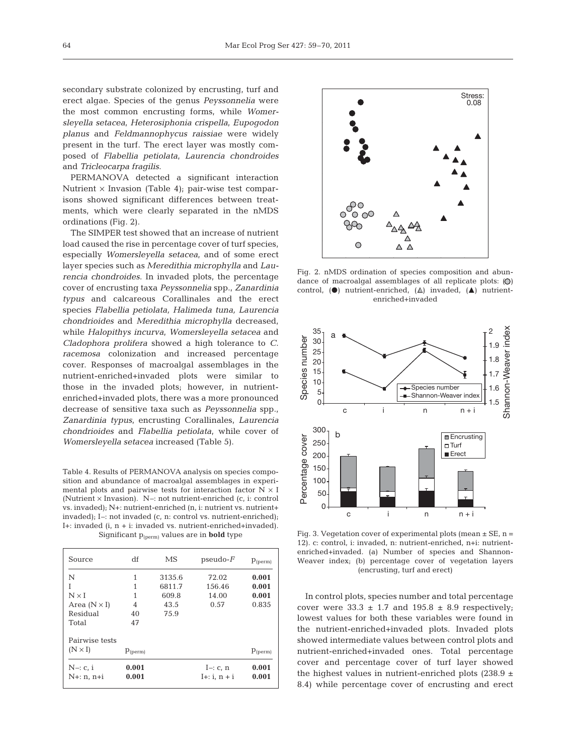secondary substrate colonized by encrusting, turf and erect algae. Species of the genus *Peyssonnelia* were the most common encrusting forms, while *Womersleyella setacea*, *Heterosiphonia crispella*, *Eupogodon planus* and *Feldmannophycus raissiae* were widely present in the turf. The erect layer was mostly composed of *Flabellia petiolata*, *Laurencia chondroides* and *Tricleocarpa fragilis*.

PERMANOVA detected a significant interaction Nutrient × Invasion (Table 4); pair-wise test comparisons showed significant differences between treatments, which were clearly separated in the nMDS ordinations (Fig. 2).

The SIMPER test showed that an increase of nutrient load caused the rise in percentage cover of turf species, especially *Womersleyella setacea*, and of some erect layer species such as *Meredithia microphylla* and *Laurencia chondroides*. In invaded plots, the percentage cover of encrusting taxa *Peyssonnelia* spp., *Zanardinia typus* and calcareous Corallinales and the erect species *Flabellia petiolata, Halimeda tuna, Laurencia chondrioides* and *Meredithia microphylla* decreased, while *Halopithys incurva*, *Womersleyella setacea* and *Cladophora prolifera* showed a high tolerance to *C. racemosa* colonization and increased percentage cover. Responses of macroalgal assemblages in the nutrient-enriched+invaded plots were similar to those in the invaded plots; however, in nutrient-enriched+invaded plots, there was a more pronounced decrease of sensitive taxa such as *Peyssonnelia* spp., *Zanardinia typus*, encrusting Corallinales, *Laurencia chondrioides* and *Flabellia petiolata*, while cover of *Womersleyella setacea* increased (Table 5).

Table 4. Results of PERMANOVA analysis on species composition and abundance of macroalgal assemblages in experimental plots and pairwise tests for interaction factor N × I (Nutrient × Invasion). N–: not nutrient-enriched (c, i: control vs. invaded); N+: nutrient-enriched (n, i: nutrient vs. nutrient+invaded); I–: not invaded (c, n: control vs. nutrient-enriched); I+: invaded (i, n + i: invaded vs. nutrient-enriched+invaded). Significant $p_{(perm)}$ values are in **bold** type

| Source | df | MS | pseudo-*F* | $p_{(perm)}$ |
|---|---|---|---|---|
| N | 1 | 3135.6 | 72.02 | **0.001** |
| I | 1 | 6811.7 | 156.46 | **0.001** |
| N × I | 1 | 609.8 | 14.00 | **0.001** |
| Area (N × I) | 4 | 43.5 | 0.57 | 0.835 |
| Residual | 40 | 75.9 | | |
| Total | 47 | | | |
| Pairwise tests (N × I) | $p_{(perm)}$ | | | $p_{(perm)}$ |
| N–: c, i | **0.001** | | I–: c, n | **0.001** |
| N+: n, n+i | **0.001** | | I+: i, n + i | **0.001** |

Fig. 2. nMDS ordination of species composition and abundance of macroalgal assemblages of all replicate plots: (○) control, (●) nutrient-enriched, (△) invaded, (▲) nutrient-enriched+invaded

Fig. 3. Vegetation cover of experimental plots (mean ± SE, n = 12). c: control, i: invaded, n: nutrient-enriched, n+i: nutrient-enriched+invaded. (a) Number of species and Shannon-Weaver index; (b) percentage cover of vegetation layers (encrusting, turf and erect)

In control plots, species number and total percentage cover were 33.3 ± 1.7 and 195.8 ± 8.9 respectively; lowest values for both these variables were found in the nutrient-enriched+invaded plots. Invaded plots showed intermediate values between control plots and nutrient-enriched+invaded ones. Total percentage cover and percentage cover of turf layer showed the highest values in nutrient-enriched plots (238.9 ± 8.4) while percentage cover of encrusting and erect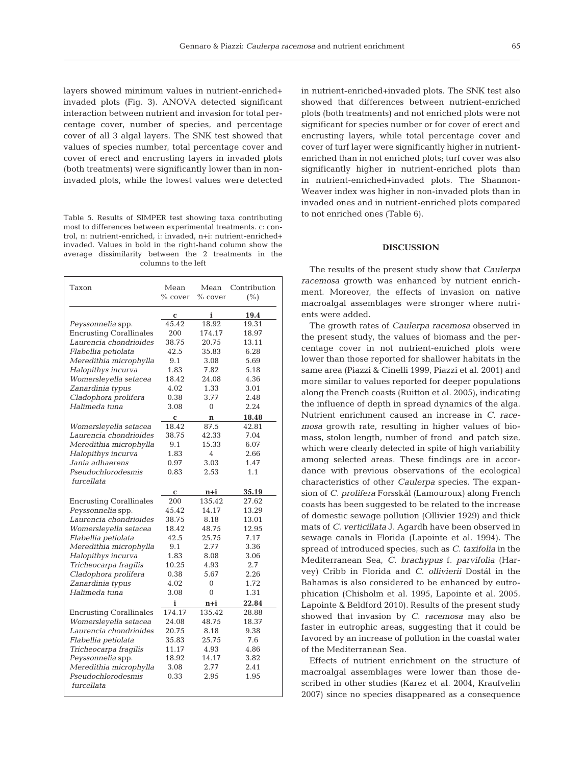layers showed minimum values in nutrient-enriched+ invaded plots (Fig. 3). ANOVA detected significant interaction between nutrient and invasion for total percentage cover, number of species, and percentage cover of all 3 algal layers. The SNK test showed that values of species number, total percentage cover and cover of erect and encrusting layers in invaded plots (both treatments) were significantly lower than in non-invaded plots, while the lowest values were detected in nutrient-enriched+invaded plots. The SNK test also showed that differences between nutrient-enriched plots (both treatments) and not enriched plots were not significant for species number or for cover of erect and encrusting layers, while total percentage cover and cover of turf layer were significantly higher in nutrient-enriched than in not enriched plots; turf cover was also significantly higher in nutrient-enriched plots than in nutrient-enriched+invaded plots. The Shannon-Weaver index was higher in non-invaded plots than in invaded ones and in nutrient-enriched plots compared to not enriched ones (Table 6).

Table 5. Results of SIMPER test showing taxa contributing most to differences between experimental treatments. c: control, n: nutrient-enriched, i: invaded, n+i: nutrient-enriched+ invaded. Values in bold in the right-hand column show the average dissimilarity between the 2 treatments in the columns to the left

| Taxon | Mean % cover | Mean % cover | Contribution (%) |
|---|---|---|---|
| | **c** | **i** | **19.4** |
| *Peyssonnelia* spp. | 45.42 | 18.92 | 19.31 |
| Encrusting Corallinales | 200 | 174.17 | 18.97 |
| *Laurencia chondrioides* | 38.75 | 20.75 | 13.11 |
| *Flabellia petiolata* | 42.5 | 35.83 | 6.28 |
| *Meredithia microphylla* | 9.1 | 3.08 | 5.69 |
| *Halopithys incurva* | 1.83 | 7.82 | 5.18 |
| *Womersleyella setacea* | 18.42 | 24.08 | 4.36 |
| *Zanardinia typus* | 4.02 | 1.33 | 3.01 |
| *Cladophora prolifera* | 0.38 | 3.77 | 2.48 |
| *Halimeda tuna* | 3.08 | 0 | 2.24 |
| | **c** | **n** | **18.48** |
| *Womersleyella setacea* | 18.42 | 87.5 | 42.81 |
| *Laurencia chondrioides* | 38.75 | 42.33 | 7.04 |
| *Meredithia microphylla* | 9.1 | 15.33 | 6.07 |
| *Halopithys incurva* | 1.83 | 4 | 2.66 |
| *Jania adhaerens* | 0.97 | 3.03 | 1.47 |
| *Pseudochlorodesmis furcellata* | 0.83 | 2.53 | 1.1 |
| | **c** | **n+i** | **35.19** |
| Encrusting Corallinales | 200 | 135.42 | 27.62 |
| *Peyssonnelia* spp. | 45.42 | 14.17 | 13.29 |
| *Laurencia chondrioides* | 38.75 | 8.18 | 13.01 |
| *Womersleyella setacea* | 18.42 | 48.75 | 12.95 |
| *Flabellia petiolata* | 42.5 | 25.75 | 7.17 |
| *Meredithia microphylla* | 9.1 | 2.77 | 3.36 |
| *Halopithys incurva* | 1.83 | 8.08 | 3.06 |
| *Tricheocarpa fragilis* | 10.25 | 4.93 | 2.7 |
| *Cladophora prolifera* | 0.38 | 5.67 | 2.26 |
| *Zanardinia typus* | 4.02 | 0 | 1.72 |
| *Halimeda tuna* | 3.08 | 0 | 1.31 |
| | **i** | **n+i** | **22.84** |
| Encrusting Corallinales | 174.17 | 135.42 | 28.88 |
| *Womersleyella setacea* | 24.08 | 48.75 | 18.37 |
| *Laurencia chondrioides* | 20.75 | 8.18 | 9.38 |
| *Flabellia petiolata* | 35.83 | 25.75 | 7.6 |
| *Tricheocarpa fragilis* | 11.17 | 4.93 | 4.86 |
| *Peyssonnelia* spp. | 18.92 | 14.17 | 3.82 |
| *Meredithia microphylla* | 3.08 | 2.77 | 2.41 |
| *Pseudochlorodesmis furcellata* | 0.33 | 2.95 | 1.95 |

## DISCUSSION

The results of the present study show that *Caulerpa racemosa* growth was enhanced by nutrient enrichment. Moreover, the effects of invasion on native macroalgal assemblages were stronger where nutrients were added.

The growth rates of *Caulerpa racemosa* observed in the present study, the values of biomass and the percentage cover in not nutrient-enriched plots were lower than those reported for shallower habitats in the same area (Piazzi & Cinelli 1999, Piazzi et al. 2001) and more similar to values reported for deeper populations along the French coasts (Ruitton et al. 2005), indicating the influence of depth in spread dynamics of the alga. Nutrient enrichment caused an increase in *C. racemosa* growth rate, resulting in higher values of biomass, stolon length, number of frond and patch size, which were clearly detected in spite of high variability among selected areas. These findings are in accordance with previous observations of the ecological characteristics of other *Caulerpa* species. The expansion of *C. prolifera* Forsskål (Lamouroux) along French coasts has been suggested to be related to the increase of domestic sewage pollution (Ollivier 1929) and thick mats of *C. verticillata* J. Agardh have been observed in sewage canals in Florida (Lapointe et al. 1994). The spread of introduced species, such as *C. taxifolia* in the Mediterranean Sea, *C. brachypus* f. *parvifolia* (Harvey) Cribb in Florida and *C. ollivierii* Dostál in the Bahamas is also considered to be enhanced by eutrophication (Chisholm et al. 1995, Lapointe et al. 2005, Lapointe & Beldford 2010). Results of the present study showed that invasion by *C. racemosa* may also be faster in eutrophic areas, suggesting that it could be favored by an increase of pollution in the coastal water of the Mediterranean Sea.

Effects of nutrient enrichment on the structure of macroalgal assemblages were lower than those described in other studies (Karez et al. 2004, Kraufvelin 2007) since no species disappeared as a consequence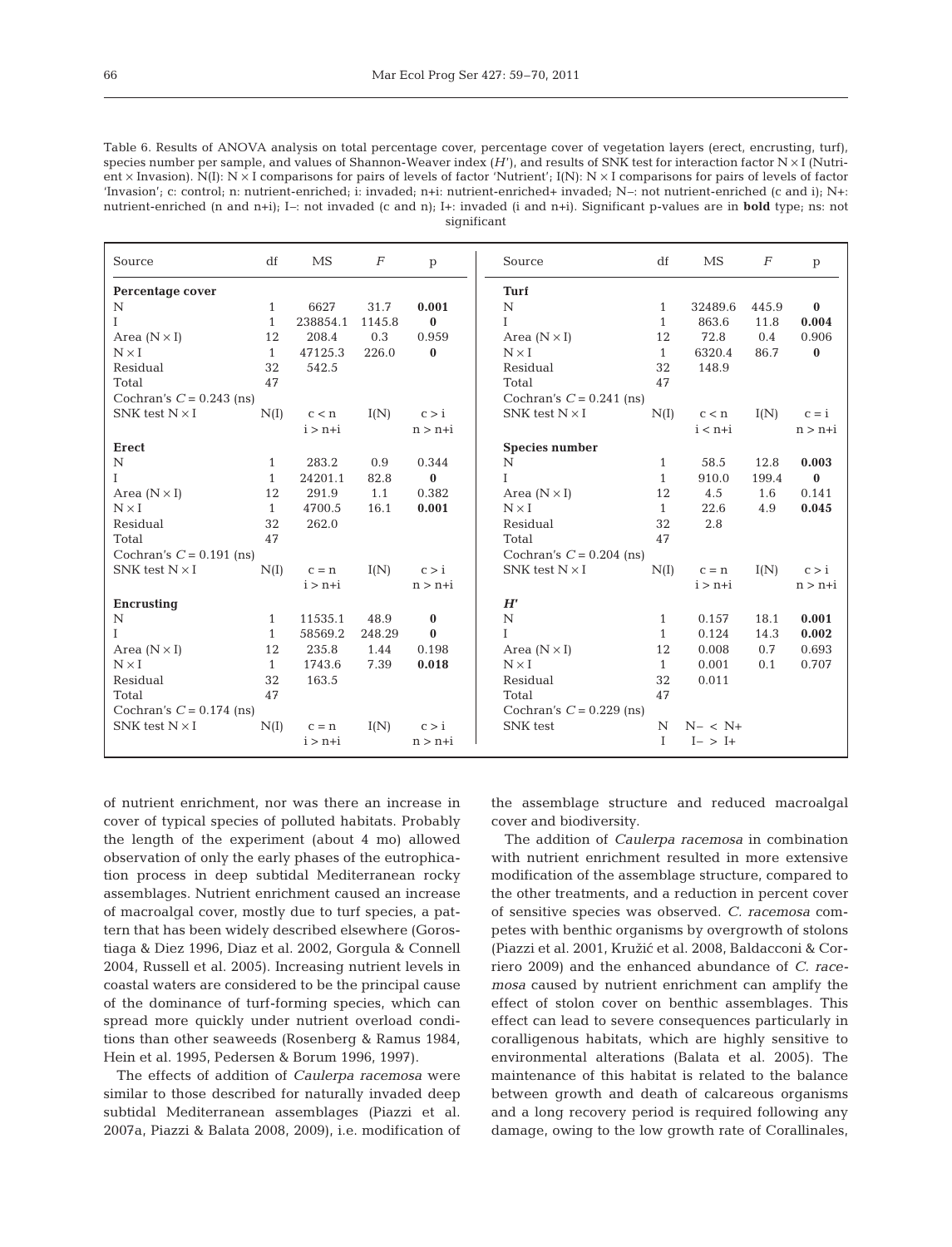Table 6. Results of ANOVA analysis on total percentage cover, percentage cover of vegetation layers (erect, encrusting, turf), species number per sample, and values of Shannon-Weaver index ($H'$), and results of SNK test for interaction factor N × I (Nutrient × Invasion). N(I): N × I comparisons for pairs of levels of factor 'Nutrient'; I(N): N × I comparisons for pairs of levels of factor 'Invasion'; c: control; n: nutrient-enriched; i: invaded; n+i: nutrient-enriched+ invaded; N–: not nutrient-enriched (c and i); N+: nutrient-enriched (n and n+i); I–: not invaded (c and n); I+: invaded (i and n+i). Significant p-values are in **bold** type; ns: not significant

| Source | df | MS | $F$ | p | Source | df | MS | $F$ | p |
|---|---|---|---|---|---|---|---|---|---|
| **Percentage cover** | | | | | **Turf** | | | | |
| N | 1 | 6627 | 31.7 | **0.001** | N | 1 | 32489.6 | 445.9 | **0** |
| I | 1 | 238854.1 | 1145.8 | **0** | I | 1 | 863.6 | 11.8 | **0.004** |
| Area (N × I) | 12 | 208.4 | 0.3 | 0.959 | Area (N × I) | 12 | 72.8 | 0.4 | 0.906 |
| N × I | 1 | 47125.3 | 226.0 | **0** | N × I | 1 | 6320.4 | 86.7 | **0** |
| Residual | 32 | 542.5 | | | Residual | 32 | 148.9 | | |
| Total | 47 | | | | Total | 47 | | | |
| Cochran's $C$ = 0.243 (ns) | | | | | Cochran's $C$ = 0.241 (ns) | | | | |
| SNK test N × I | N(I) | c < n | I(N) | c > i | SNK test N × I | N(I) | c < n | I(N) | c = i |
| | | i > n+i | | n > n+i | | | i < n+i | | n > n+i |
| **Erect** | | | | | **Species number** | | | | |
| N | 1 | 283.2 | 0.9 | 0.344 | N | 1 | 58.5 | 12.8 | **0.003** |
| I | 1 | 24201.1 | 82.8 | **0** | I | 1 | 910.0 | 199.4 | **0** |
| Area (N × I) | 12 | 291.9 | 1.1 | 0.382 | Area (N × I) | 12 | 4.5 | 1.6 | 0.141 |
| N × I | 1 | 4700.5 | 16.1 | **0.001** | N × I | 1 | 22.6 | 4.9 | **0.045** |
| Residual | 32 | 262.0 | | | Residual | 32 | 2.8 | | |
| Total | 47 | | | | Total | 47 | | | |
| Cochran's $C$ = 0.191 (ns) | | | | | Cochran's $C$ = 0.204 (ns) | | | | |
| SNK test N × I | N(I) | c = n | I(N) | c > i | SNK test N × I | N(I) | c = n | I(N) | c > i |
| | | i > n+i | | n > n+i | | | i > n+i | | n > n+i |
| **Encrusting** | | | | | ***H'*** | | | | |
| N | 1 | 11535.1 | 48.9 | **0** | N | 1 | 0.157 | 18.1 | **0.001** |
| I | 1 | 58569.2 | 248.29 | **0** | I | 1 | 0.124 | 14.3 | **0.002** |
| Area (N × I) | 12 | 235.8 | 1.44 | 0.198 | Area (N × I) | 12 | 0.008 | 0.7 | 0.693 |
| N × I | 1 | 1743.6 | 7.39 | **0.018** | N × I | 1 | 0.001 | 0.1 | 0.707 |
| Residual | 32 | 163.5 | | | Residual | 32 | 0.011 | | |
| Total | 47 | | | | Total | 47 | | | |
| Cochran's $C$ = 0.174 (ns) | | | | | Cochran's $C$ = 0.229 (ns) | | | | |
| SNK test N × I | N(I) | c = n | I(N) | c > i | SNK test | N | N– < N+ | | |
| | | i > n+i | | n > n+i | | I | I– > I+ | | |

of nutrient enrichment, nor was there an increase in cover of typical species of polluted habitats. Probably the length of the experiment (about 4 mo) allowed observation of only the early phases of the eutrophication process in deep subtidal Mediterranean rocky assemblages. Nutrient enrichment caused an increase of macroalgal cover, mostly due to turf species, a pattern that has been widely described elsewhere (Gorostiaga & Diez 1996, Diaz et al. 2002, Gorgula & Connell 2004, Russell et al. 2005). Increasing nutrient levels in coastal waters are considered to be the principal cause of the dominance of turf-forming species, which can spread more quickly under nutrient overload conditions than other seaweeds (Rosenberg & Ramus 1984, Hein et al. 1995, Pedersen & Borum 1996, 1997).

The effects of addition of *Caulerpa racemosa* were similar to those described for naturally invaded deep subtidal Mediterranean assemblages (Piazzi et al. 2007a, Piazzi & Balata 2008, 2009), i.e. modification of the assemblage structure and reduced macroalgal cover and biodiversity.

The addition of *Caulerpa racemosa* in combination with nutrient enrichment resulted in more extensive modification of the assemblage structure, compared to the other treatments, and a reduction in percent cover of sensitive species was observed. *C. racemosa* competes with benthic organisms by overgrowth of stolons (Piazzi et al. 2001, Kružić et al. 2008, Baldacconi & Corriero 2009) and the enhanced abundance of *C. racemosa* caused by nutrient enrichment can amplify the effect of stolon cover on benthic assemblages. This effect can lead to severe consequences particularly in coralligenous habitats, which are highly sensitive to environmental alterations (Balata et al. 2005). The maintenance of this habitat is related to the balance between growth and death of calcareous organisms and a long recovery period is required following any damage, owing to the low growth rate of Corallinales,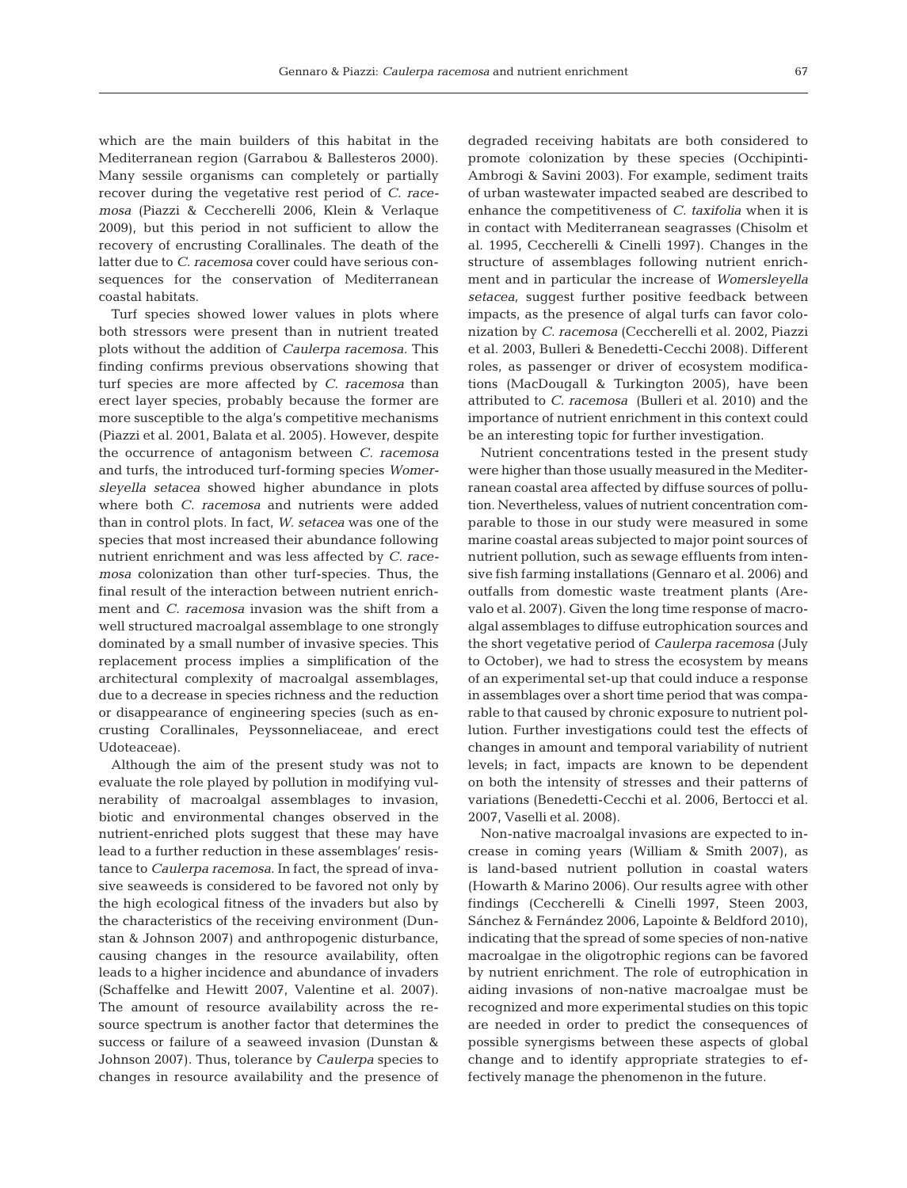which are the main builders of this habitat in the Mediterranean region (Garrabou & Ballesteros 2000). Many sessile organisms can completely or partially recover during the vegetative rest period of *C. racemosa* (Piazzi & Ceccherelli 2006, Klein & Verlaque 2009), but this period in not sufficient to allow the recovery of encrusting Corallinales. The death of the latter due to *C. racemosa* cover could have serious consequences for the conservation of Mediterranean coastal habitats.

Turf species showed lower values in plots where both stressors were present than in nutrient treated plots without the addition of *Caulerpa racemosa.* This finding confirms previous observations showing that turf species are more affected by *C. racemosa* than erect layer species, probably because the former are more susceptible to the alga's competitive mechanisms (Piazzi et al. 2001, Balata et al. 2005). However, despite the occurrence of antagonism between *C. racemosa* and turfs, the introduced turf-forming species *Womersleyella setacea* showed higher abundance in plots where both *C. racemosa* and nutrients were added than in control plots. In fact, *W. setacea* was one of the species that most increased their abundance following nutrient enrichment and was less affected by *C. racemosa* colonization than other turf-species. Thus, the final result of the interaction between nutrient enrichment and *C. racemosa* invasion was the shift from a well structured macroalgal assemblage to one strongly dominated by a small number of invasive species. This replacement process implies a simplification of the architectural complexity of macroalgal assemblages, due to a decrease in species richness and the reduction or disappearance of engineering species (such as encrusting Corallinales, Peyssonneliaceae, and erect Udoteaceae).

Although the aim of the present study was not to evaluate the role played by pollution in modifying vulnerability of macroalgal assemblages to invasion, biotic and environmental changes observed in the nutrient-enriched plots suggest that these may have lead to a further reduction in these assemblages' resistance to *Caulerpa racemosa.* In fact, the spread of invasive seaweeds is considered to be favored not only by the high ecological fitness of the invaders but also by the characteristics of the receiving environment (Dunstan & Johnson 2007) and anthropogenic disturbance, causing changes in the resource availability, often leads to a higher incidence and abundance of invaders (Schaffelke and Hewitt 2007, Valentine et al. 2007). The amount of resource availability across the resource spectrum is another factor that determines the success or failure of a seaweed invasion (Dunstan & Johnson 2007). Thus, tolerance by *Caulerpa* species to changes in resource availability and the presence of degraded receiving habitats are both considered to promote colonization by these species (Occhipinti-Ambrogi & Savini 2003). For example, sediment traits of urban wastewater impacted seabed are described to enhance the competitiveness of *C. taxifolia* when it is in contact with Mediterranean seagrasses (Chisolm et al. 1995, Ceccherelli & Cinelli 1997). Changes in the structure of assemblages following nutrient enrichment and in particular the increase of *Womersleyella setacea*, suggest further positive feedback between impacts, as the presence of algal turfs can favor colonization by *C. racemosa* (Ceccherelli et al. 2002, Piazzi et al. 2003, Bulleri & Benedetti-Cecchi 2008). Different roles, as passenger or driver of ecosystem modifications (MacDougall & Turkington 2005), have been attributed to *C. racemosa* (Bulleri et al. 2010) and the importance of nutrient enrichment in this context could be an interesting topic for further investigation.

Nutrient concentrations tested in the present study were higher than those usually measured in the Mediterranean coastal area affected by diffuse sources of pollution. Nevertheless, values of nutrient concentration comparable to those in our study were measured in some marine coastal areas subjected to major point sources of nutrient pollution, such as sewage effluents from intensive fish farming installations (Gennaro et al. 2006) and outfalls from domestic waste treatment plants (Arevalo et al. 2007). Given the long time response of macroalgal assemblages to diffuse eutrophication sources and the short vegetative period of *Caulerpa racemosa* (July to October), we had to stress the ecosystem by means of an experimental set-up that could induce a response in assemblages over a short time period that was comparable to that caused by chronic exposure to nutrient pollution. Further investigations could test the effects of changes in amount and temporal variability of nutrient levels; in fact, impacts are known to be dependent on both the intensity of stresses and their patterns of variations (Benedetti-Cecchi et al. 2006, Bertocci et al. 2007, Vaselli et al. 2008).

Non-native macroalgal invasions are expected to increase in coming years (William & Smith 2007), as is land-based nutrient pollution in coastal waters (Howarth & Marino 2006). Our results agree with other findings (Ceccherelli & Cinelli 1997, Steen 2003, Sánchez & Fernández 2006, Lapointe & Beldford 2010), indicating that the spread of some species of non-native macroalgae in the oligotrophic regions can be favored by nutrient enrichment. The role of eutrophication in aiding invasions of non-native macroalgae must be recognized and more experimental studies on this topic are needed in order to predict the consequences of possible synergisms between these aspects of global change and to identify appropriate strategies to effectively manage the phenomenon in the future.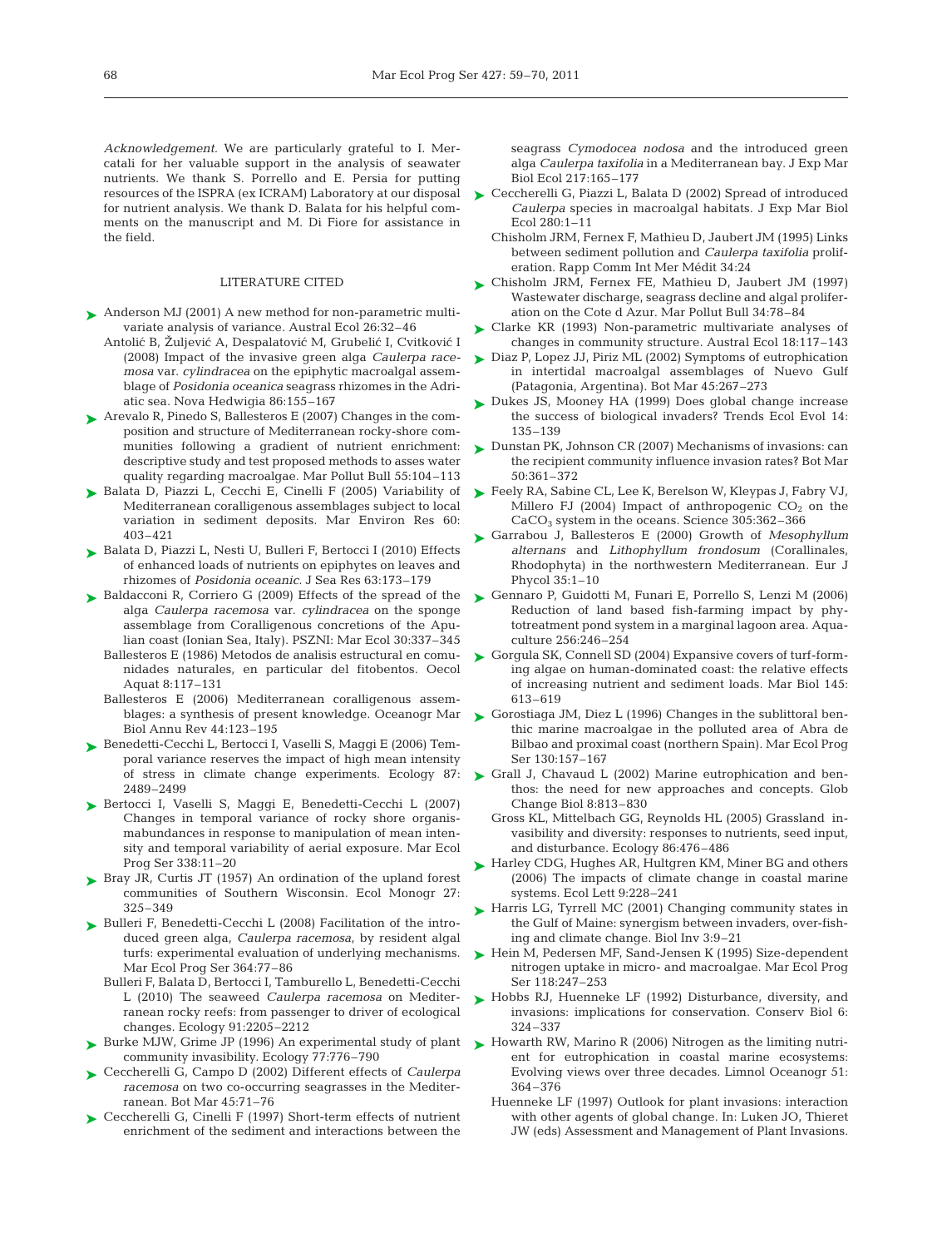*Acknowledgement.* We are particularly grateful to I. Mercatali for her valuable support in the analysis of seawater nutrients. We thank S. Porrello and E. Persia for putting resources of the ISPRA (ex ICRAM) Laboratory at our disposal for nutrient analysis. We thank D. Balata for his helpful comments on the manuscript and M. Di Fiore for assistance in the field.

## LITERATURE CITED

- Anderson MJ (2001) A new method for non-parametric multivariate analysis of variance. Austral Ecol 26:32–46
- Antolić B, Žuljević A, Despalatović M, Grubelić I, Cvitković I (2008) Impact of the invasive green alga *Caulerpa racemosa* var. *cylindracea* on the epiphytic macroalgal assemblage of *Posidonia oceanica* seagrass rhizomes in the Adriatic sea. Nova Hedwigia 86:155–167
- Arevalo R, Pinedo S, Ballesteros E (2007) Changes in the composition and structure of Mediterranean rocky-shore communities following a gradient of nutrient enrichment: descriptive study and test proposed methods to asses water quality regarding macroalgae. Mar Pollut Bull 55:104–113
- Balata D, Piazzi L, Cecchi E, Cinelli F (2005) Variability of Mediterranean coralligenous assemblages subject to local variation in sediment deposits. Mar Environ Res 60: 403–421
- Balata D, Piazzi L, Nesti U, Bulleri F, Bertocci I (2010) Effects of enhanced loads of nutrients on epiphytes on leaves and rhizomes of *Posidonia oceanic*. J Sea Res 63:173–179
- Baldacconi R, Corriero G (2009) Effects of the spread of the alga *Caulerpa racemosa* var. *cylindracea* on the sponge assemblage from Coralligenous concretions of the Apulian coast (Ionian Sea, Italy). PSZNI: Mar Ecol 30:337–345
- Ballesteros E (1986) Metodos de analisis estructural en comunidades naturales, en particular del fitobentos. Oecol Aquat 8:117–131
- Ballesteros E (2006) Mediterranean coralligenous assemblages: a synthesis of present knowledge. Oceanogr Mar Biol Annu Rev 44:123–195
- Benedetti-Cecchi L, Bertocci I, Vaselli S, Maggi E (2006) Temporal variance reserves the impact of high mean intensity of stress in climate change experiments. Ecology 87: 2489–2499
- Bertocci I, Vaselli S, Maggi E, Benedetti-Cecchi L (2007) Changes in temporal variance of rocky shore organismabundances in response to manipulation of mean intensity and temporal variability of aerial exposure. Mar Ecol Prog Ser 338:11–20
- Bray JR, Curtis JT (1957) An ordination of the upland forest communities of Southern Wisconsin. Ecol Monogr 27: 325–349
- Bulleri F, Benedetti-Cecchi L (2008) Facilitation of the introduced green alga, *Caulerpa racemosa*, by resident algal turfs: experimental evaluation of underlying mechanisms. Mar Ecol Prog Ser 364:77–86
- Bulleri F, Balata D, Bertocci I, Tamburello L, Benedetti-Cecchi L (2010) The seaweed *Caulerpa racemosa* on Mediterranean rocky reefs: from passenger to driver of ecological changes. Ecology 91:2205–2212
- Burke MJW, Grime JP (1996) An experimental study of plant community invasibility. Ecology 77:776–790
- Ceccherelli G, Campo D (2002) Different effects of *Caulerpa racemosa* on two co-occurring seagrasses in the Mediterranean. Bot Mar 45:71–76
- Ceccherelli G, Cinelli F (1997) Short-term effects of nutrient enrichment of the sediment and interactions between the seagrass *Cymodocea nodosa* and the introduced green alga *Caulerpa taxifolia* in a Mediterranean bay. J Exp Mar Biol Ecol 217:165–177
- Ceccherelli G, Piazzi L, Balata D (2002) Spread of introduced *Caulerpa* species in macroalgal habitats. J Exp Mar Biol Ecol 280:1–11
- Chisholm JRM, Fernex F, Mathieu D, Jaubert JM (1995) Links between sediment pollution and *Caulerpa taxifolia* proliferation. Rapp Comm Int Mer Médit 34:24
- Chisholm JRM, Fernex FE, Mathieu D, Jaubert JM (1997) Wastewater discharge, seagrass decline and algal proliferation on the Cote d Azur. Mar Pollut Bull 34:78–84
- Clarke KR (1993) Non-parametric multivariate analyses of changes in community structure. Austral Ecol 18:117–143
- Diaz P, Lopez JJ, Piriz ML (2002) Symptoms of eutrophication in intertidal macroalgal assemblages of Nuevo Gulf (Patagonia, Argentina). Bot Mar 45:267–273
- Dukes JS, Mooney HA (1999) Does global change increase the success of biological invaders? Trends Ecol Evol 14: 135–139
- Dunstan PK, Johnson CR (2007) Mechanisms of invasions: can the recipient community influence invasion rates? Bot Mar 50:361–372
- Feely RA, Sabine CL, Lee K, Berelson W, Kleypas J, Fabry VJ, Millero FJ (2004) Impact of anthropogenic $CO_2$ on the $CaCO_3$ system in the oceans. Science 305:362–366
- Garrabou J, Ballesteros E (2000) Growth of *Mesophyllum alternans* and *Lithophyllum frondosum* (Corallinales, Rhodophyta) in the northwestern Mediterranean. Eur J Phycol 35:1–10
- Gennaro P, Guidotti M, Funari E, Porrello S, Lenzi M (2006) Reduction of land based fish-farming impact by phytotreatment pond system in a marginal lagoon area. Aquaculture 256:246–254
- Gorgula SK, Connell SD (2004) Expansive covers of turf-forming algae on human-dominated coast: the relative effects of increasing nutrient and sediment loads. Mar Biol 145: 613–619
- Gorostiaga JM, Diez L (1996) Changes in the sublittoral benthic marine macroalgae in the polluted area of Abra de Bilbao and proximal coast (northern Spain). Mar Ecol Prog Ser 130:157–167
- Grall J, Chavaud L (2002) Marine eutrophication and benthos: the need for new approaches and concepts. Glob Change Biol 8:813–830
- Gross KL, Mittelbach GG, Reynolds HL (2005) Grassland invasibility and diversity: responses to nutrients, seed input, and disturbance. Ecology 86:476–486
- Harley CDG, Hughes AR, Hultgren KM, Miner BG and others (2006) The impacts of climate change in coastal marine systems. Ecol Lett 9:228–241
- Harris LG, Tyrrell MC (2001) Changing community states in the Gulf of Maine: synergism between invaders, over-fishing and climate change. Biol Inv 3:9–21
- Hein M, Pedersen MF, Sand-Jensen K (1995) Size-dependent nitrogen uptake in micro- and macroalgae. Mar Ecol Prog Ser 118:247–253
- Hobbs RJ, Huenneke LF (1992) Disturbance, diversity, and invasions: implications for conservation. Conserv Biol 6: 324–337
- Howarth RW, Marino R (2006) Nitrogen as the limiting nutrient for eutrophication in coastal marine ecosystems: Evolving views over three decades. Limnol Oceanogr 51: 364–376
- Huenneke LF (1997) Outlook for plant invasions: interaction with other agents of global change. In: Luken JO, Thieret JW (eds) Assessment and Management of Plant Invasions.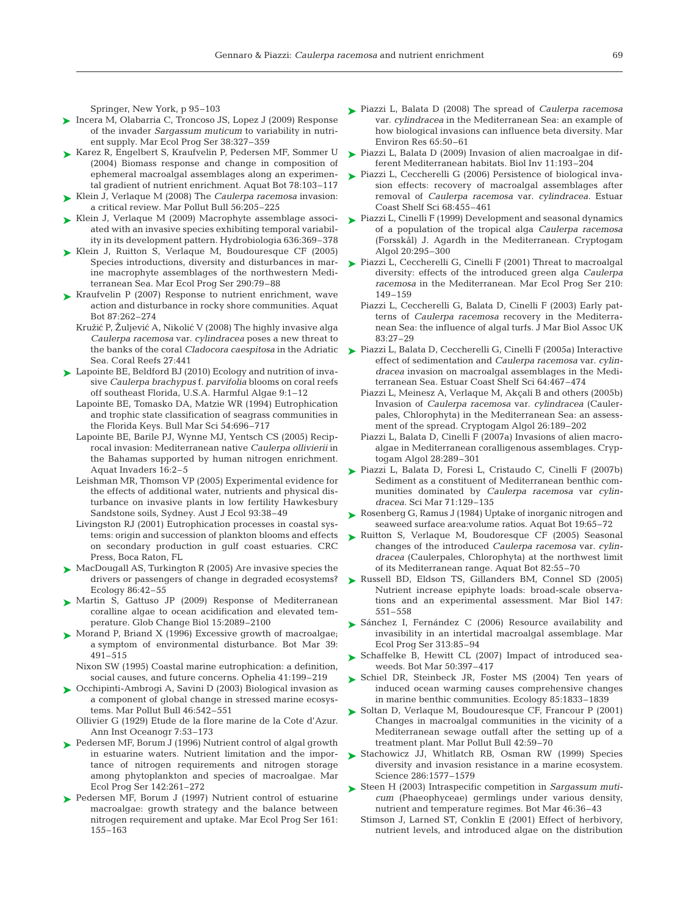Springer, New York, p 95–103

Incera M, Olabarria C, Troncoso JS, Lopez J (2009) Response of the invader *Sargassum muticum* to variability in nutrient supply. Mar Ecol Prog Ser 38:327–359

Karez R, Engelbert S, Kraufvelin P, Pedersen MF, Sommer U (2004) Biomass response and change in composition of ephemeral macroalgal assemblages along an experimental gradient of nutrient enrichment. Aquat Bot 78:103–117

Klein J, Verlaque M (2008) The *Caulerpa racemosa* invasion: a critical review. Mar Pollut Bull 56:205–225

Klein J, Verlaque M (2009) Macrophyte assemblage associated with an invasive species exhibiting temporal variability in its development pattern. Hydrobiologia 636:369–378

Klein J, Ruitton S, Verlaque M, Boudouresque CF (2005) Species introductions, diversity and disturbances in marine macrophyte assemblages of the northwestern Mediterranean Sea. Mar Ecol Prog Ser 290:79–88

Kraufvelin P (2007) Response to nutrient enrichment, wave action and disturbance in rocky shore communities. Aquat Bot 87:262–274

Kružić P, Žuljević A, Nikolić V (2008) The highly invasive alga *Caulerpa racemosa* var. *cylindracea* poses a new threat to the banks of the coral *Cladocora caespitosa* in the Adriatic Sea. Coral Reefs 27:441

Lapointe BE, Beldford BJ (2010) Ecology and nutrition of invasive *Caulerpa brachypus* f. *parvifolia* blooms on coral reefs off southeast Florida, U.S.A. Harmful Algae 9:1–12

Lapointe BE, Tomasko DA, Matzie WR (1994) Eutrophication and trophic state classification of seagrass communities in the Florida Keys. Bull Mar Sci 54:696–717

Lapointe BE, Barile PJ, Wynne MJ, Yentsch CS (2005) Reciprocal invasion: Mediterranean native *Caulerpa ollivierii* in the Bahamas supported by human nitrogen enrichment. Aquat Invaders 16:2–5

Leishman MR, Thomson VP (2005) Experimental evidence for the effects of additional water, nutrients and physical disturbance on invasive plants in low fertility Hawkesbury Sandstone soils, Sydney. Aust J Ecol 93:38–49

Livingston RJ (2001) Eutrophication processes in coastal systems: origin and succession of plankton blooms and effects on secondary production in gulf coast estuaries. CRC Press, Boca Raton, FL

MacDougall AS, Turkington R (2005) Are invasive species the drivers or passengers of change in degraded ecosystems? Ecology 86:42–55

Martin S, Gattuso JP (2009) Response of Mediterranean coralline algae to ocean acidification and elevated temperature. Glob Change Biol 15:2089–2100

Morand P, Briand X (1996) Excessive growth of macroalgae; a symptom of environmental disturbance. Bot Mar 39: 491–515

Nixon SW (1995) Coastal marine eutrophication: a definition, social causes, and future concerns. Ophelia 41:199–219

Occhipinti-Ambrogi A, Savini D (2003) Biological invasion as a component of global change in stressed marine ecosystems. Mar Pollut Bull 46:542–551

Ollivier G (1929) Etude de la flore marine de la Cote d'Azur. Ann Inst Oceanogr 7:53–173

Pedersen MF, Borum J (1996) Nutrient control of algal growth in estuarine waters. Nutrient limitation and the importance of nitrogen requirements and nitrogen storage among phytoplankton and species of macroalgae. Mar Ecol Prog Ser 142:261–272

Pedersen MF, Borum J (1997) Nutrient control of estuarine macroalgae: growth strategy and the balance between nitrogen requirement and uptake. Mar Ecol Prog Ser 161: 155–163

Piazzi L, Balata D (2008) The spread of *Caulerpa racemosa* var. *cylindracea* in the Mediterranean Sea: an example of how biological invasions can influence beta diversity. Mar Environ Res 65:50–61

Piazzi L, Balata D (2009) Invasion of alien macroalgae in different Mediterranean habitats. Biol Inv 11:193–204

Piazzi L, Ceccherelli G (2006) Persistence of biological invasion effects: recovery of macroalgal assemblages after removal of *Caulerpa racemosa* var. *cylindracea*. Estuar Coast Shelf Sci 68:455–461

Piazzi L, Cinelli F (1999) Development and seasonal dynamics of a population of the tropical alga *Caulerpa racemosa* (Forsskål) J. Agardh in the Mediterranean. Cryptogam Algol 20:295–300

Piazzi L, Ceccherelli G, Cinelli F (2001) Threat to macroalgal diversity: effects of the introduced green alga *Caulerpa racemosa* in the Mediterranean. Mar Ecol Prog Ser 210: 149–159

Piazzi L, Ceccherelli G, Balata D, Cinelli F (2003) Early patterns of *Caulerpa racemosa* recovery in the Mediterranean Sea: the influence of algal turfs. J Mar Biol Assoc UK 83:27–29

Piazzi L, Balata D, Ceccherelli G, Cinelli F (2005a) Interactive effect of sedimentation and *Caulerpa racemosa* var. *cylindracea* invasion on macroalgal assemblages in the Mediterranean Sea. Estuar Coast Shelf Sci 64:467–474

Piazzi L, Meinesz A, Verlaque M, Akçali B and others (2005b) Invasion of *Caulerpa racemosa* var. *cylindracea* (Caulerpales, Chlorophyta) in the Mediterranean Sea: an assessment of the spread. Cryptogam Algol 26:189–202

Piazzi L, Balata D, Cinelli F (2007a) Invasions of alien macroalgae in Mediterranean coralligenous assemblages. Cryptogam Algol 28:289–301

Piazzi L, Balata D, Foresi L, Cristaudo C, Cinelli F (2007b) Sediment as a constituent of Mediterranean benthic communities dominated by *Caulerpa racemosa* var *cylindracea*. Sci Mar 71:129–135

Rosenberg G, Ramus J (1984) Uptake of inorganic nitrogen and seaweed surface area:volume ratios. Aquat Bot 19:65–72

Ruitton S, Verlaque M, Boudouresque CF (2005) Seasonal changes of the introduced *Caulerpa racemosa* var. *cylindracea* (Caulerpales, Chlorophyta) at the northwest limit of its Mediterranean range. Aquat Bot 82:55–70

Russell BD, Eldson TS, Gillanders BM, Connel SD (2005) Nutrient increase epiphyte loads: broad-scale observations and an experimental assessment. Mar Biol 147: 551–558

Sánchez I, Fernández C (2006) Resource availability and invasibility in an intertidal macroalgal assemblage. Mar Ecol Prog Ser 313:85–94

Schaffelke B, Hewitt CL (2007) Impact of introduced seaweeds. Bot Mar 50:397–417

Schiel DR, Steinbeck JR, Foster MS (2004) Ten years of induced ocean warming causes comprehensive changes in marine benthic communities. Ecology 85:1833–1839

Soltan D, Verlaque M, Boudouresque CF, Francour P (2001) Changes in macroalgal communities in the vicinity of a Mediterranean sewage outfall after the setting up of a treatment plant. Mar Pollut Bull 42:59–70

Stachowicz JJ, Whitlatch RB, Osman RW (1999) Species diversity and invasion resistance in a marine ecosystem. Science 286:1577–1579

Steen H (2003) Intraspecific competition in *Sargassum muticum* (Phaeophyceae) germlings under various density, nutrient and temperature regimes. Bot Mar 46:36–43

Stimson J, Larned ST, Conklin E (2001) Effect of herbivory, nutrient levels, and introduced algae on the distribution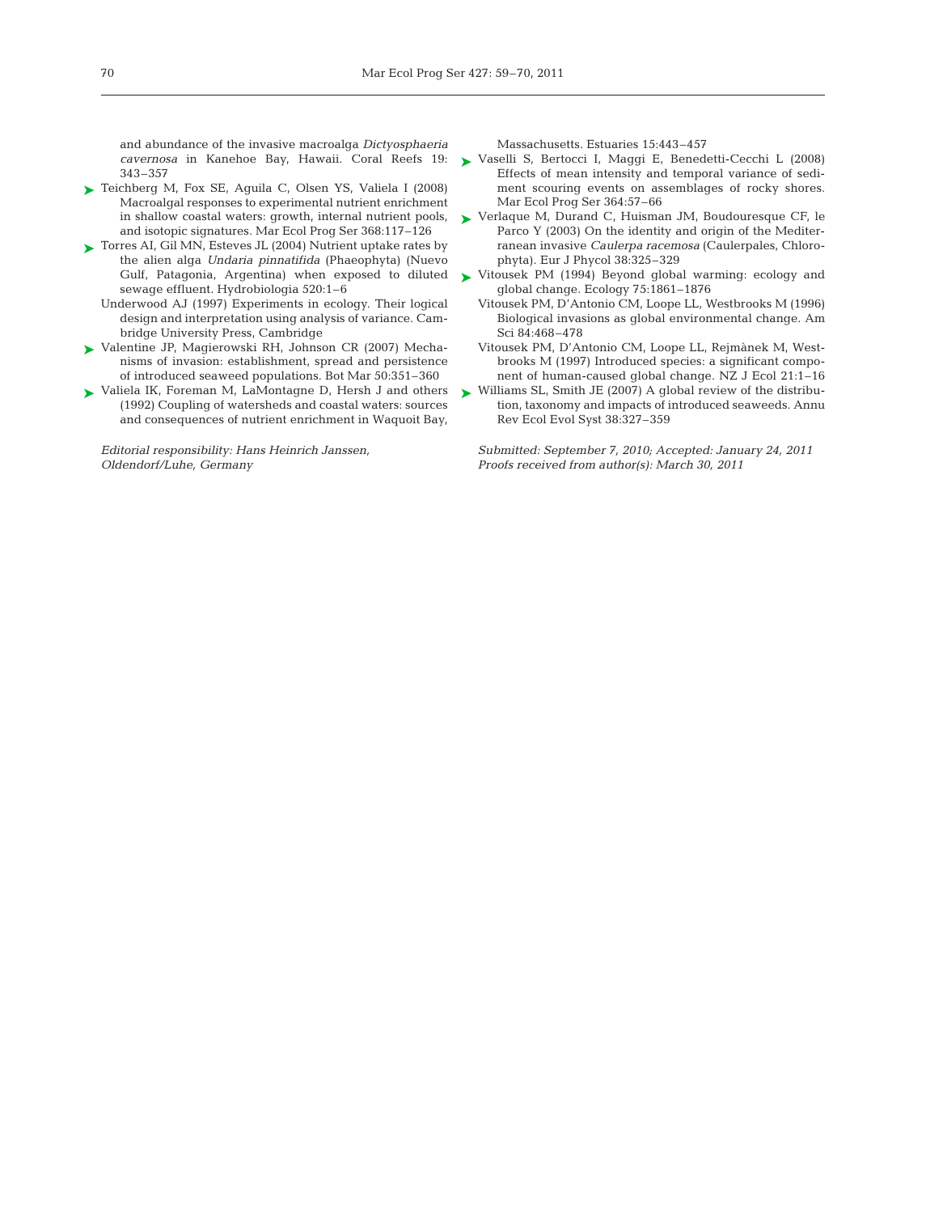and abundance of the invasive macroalga *Dictyosphaeria cavernosa* in Kanehoe Bay, Hawaii. Coral Reefs 19: 343–357

Teichberg M, Fox SE, Aguila C, Olsen YS, Valiela I (2008) Macroalgal responses to experimental nutrient enrichment in shallow coastal waters: growth, internal nutrient pools, and isotopic signatures. Mar Ecol Prog Ser 368:117–126

Torres AI, Gil MN, Esteves JL (2004) Nutrient uptake rates by the alien alga *Undaria pinnatifida* (Phaeophyta) (Nuevo Gulf, Patagonia, Argentina) when exposed to diluted sewage effluent. Hydrobiologia 520:1–6

Underwood AJ (1997) Experiments in ecology. Their logical design and interpretation using analysis of variance. Cambridge University Press, Cambridge

Valentine JP, Magierowski RH, Johnson CR (2007) Mechanisms of invasion: establishment, spread and persistence of introduced seaweed populations. Bot Mar 50:351–360

Valiela IK, Foreman M, LaMontagne D, Hersh J and others (1992) Coupling of watersheds and coastal waters: sources and consequences of nutrient enrichment in Waquoit Bay, Massachusetts. Estuaries 15:443–457

Vaselli S, Bertocci I, Maggi E, Benedetti-Cecchi L (2008) Effects of mean intensity and temporal variance of sediment scouring events on assemblages of rocky shores. Mar Ecol Prog Ser 364:57–66

Verlaque M, Durand C, Huisman JM, Boudouresque CF, le Parco Y (2003) On the identity and origin of the Mediterranean invasive *Caulerpa racemosa* (Caulerpales, Chlorophyta). Eur J Phycol 38:325–329

Vitousek PM (1994) Beyond global warming: ecology and global change. Ecology 75:1861–1876

Vitousek PM, D'Antonio CM, Loope LL, Westbrooks M (1996) Biological invasions as global environmental change. Am Sci 84:468–478

Vitousek PM, D'Antonio CM, Loope LL, Rejmànek M, Westbrooks M (1997) Introduced species: a significant component of human-caused global change. NZ J Ecol 21:1–16

Williams SL, Smith JE (2007) A global review of the distribution, taxonomy and impacts of introduced seaweeds. Annu Rev Ecol Evol Syst 38:327–359

*Editorial responsibility: Hans Heinrich Janssen, Oldendorf/Luhe, Germany*

*Submitted: September 7, 2010; Accepted: January 24, 2011*
*Proofs received from author(s): March 30, 2011*